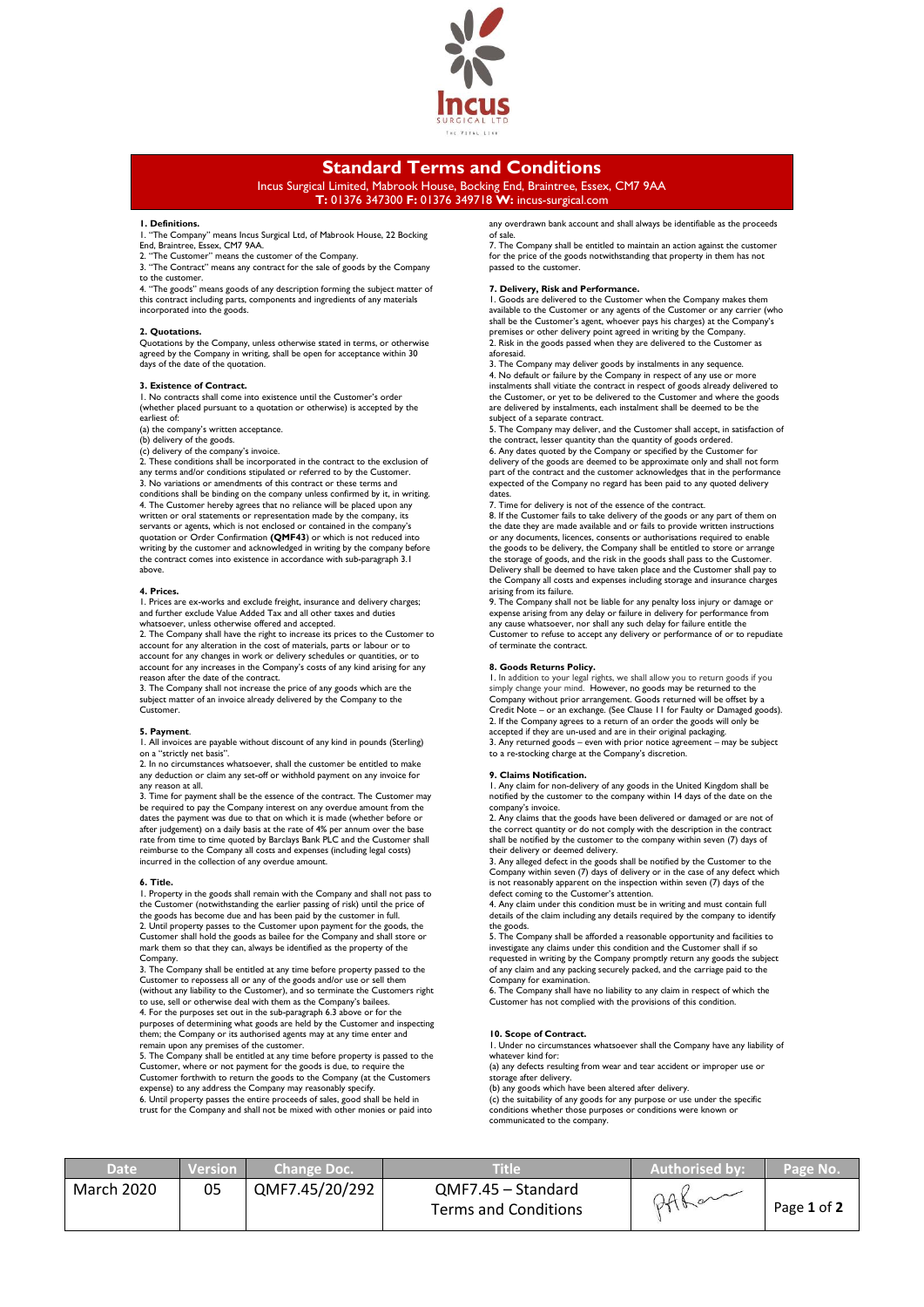# Standard Terms and Conditions

Incus Surgical Limited, Mabrook House, Bocking End, Braintree, Essex, CM7 9AA
**T:** 01376 347300 **F:** 01376 349718 **W:** incus-surgical.com

### 1. Definitions.

1. "The Company" means Incus Surgical Ltd, of Mabrook House, 22 Bocking End, Braintree, Essex, CM7 9AA.
2. "The Customer" means the customer of the Company.
3. "The Contract" means any contract for the sale of goods by the Company to the customer.
4. "The goods" means goods of any description forming the subject matter of this contract including parts, components and ingredients of any materials incorporated into the goods.

### 2. Quotations.

Quotations by the Company, unless otherwise stated in terms, or otherwise agreed by the Company in writing, shall be open for acceptance within 30 days of the date of the quotation.

### 3. Existence of Contract.

1. No contracts shall come into existence until the Customer's order (whether placed pursuant to a quotation or otherwise) is accepted by the earliest of:

(a) the company's written acceptance.
(b) delivery of the goods.
(c) delivery of the company's invoice.

2. These conditions shall be incorporated in the contract to the exclusion of any terms and/or conditions stipulated or referred to by the Customer.
3. No variations or amendments of this contract or these terms and conditions shall be binding on the company unless confirmed by it, in writing.
4. The Customer hereby agrees that no reliance will be placed upon any written or oral statements or representation made by the company, its servants or agents, which is not enclosed or contained in the company's quotation or Order Confirmation (**QMF43**) or which is not reduced into writing by the customer and acknowledged in writing by the company before the contract comes into existence in accordance with sub-paragraph 3.1 above.

### 4. Prices.

1. Prices are ex-works and exclude freight, insurance and delivery charges; and further exclude Value Added Tax and all other taxes and duties whatsoever, unless otherwise offered and accepted.
2. The Company shall have the right to increase its prices to the Customer to account for any alteration in the cost of materials, parts or labour or to account for any changes in work or delivery schedules or quantities, or to account for any increases in the Company's costs of any kind arising for any reason after the date of the contract.
3. The Company shall not increase the price of any goods which are the subject matter of an invoice already delivered by the Company to the Customer.

### 5. Payment.

1. All invoices are payable without discount of any kind in pounds (Sterling) on a "strictly net basis".
2. In no circumstances whatsoever, shall the customer be entitled to make any deduction or claim any set-off or withhold payment on any invoice for any reason at all.
3. Time for payment shall be the essence of the contract. The Customer may be required to pay the Company interest on any overdue amount from the dates the payment was due to that on which it is made (whether before or after judgement) on a daily basis at the rate of 4% per annum over the base rate from time to time quoted by Barclays Bank PLC and the Customer shall reimburse to the Company all costs and expenses (including legal costs) incurred in the collection of any overdue amount.

### 6. Title.

1. Property in the goods shall remain with the Company and shall not pass to the Customer (notwithstanding the earlier passing of risk) until the price of the goods has become due and has been paid by the customer in full.
2. Until property passes to the Customer upon payment for the goods, the Customer shall hold the goods as bailee for the Company and shall store or mark them so that they can, always be identified as the property of the Company.
3. The Company shall be entitled at any time before property passed to the Customer to repossess all or any of the goods and/or use or sell them (without any liability to the Customer), and so terminate the Customers right to use, sell or otherwise deal with them as the Company's bailees.
4. For the purposes set out in the sub-paragraph 6.3 above or for the purposes of determining what goods are held by the Customer and inspecting them; the Company or its authorised agents may at any time enter and remain upon any premises of the customer.
5. The Company shall be entitled at any time before property is passed to the Customer, where or not payment for the goods is due, to require the Customer forthwith to return the goods to the Company (at the Customers expense) to any address the Company may reasonably specify.
6. Until property passes the entire proceeds of sales, good shall be held in trust for the Company and shall not be mixed with other monies or paid into any overdrawn bank account and shall always be identifiable as the proceeds of sale.
7. The Company shall be entitled to maintain an action against the customer for the price of the goods notwithstanding that property in them has not passed to the customer.

### 7. Delivery, Risk and Performance.

1. Goods are delivered to the Customer when the Company makes them available to the Customer or any agents of the Customer or any carrier (who shall be the Customer's agent, whoever pays his charges) at the Company's premises or other delivery point agreed in writing by the Company.
2. Risk in the goods passed when they are delivered to the Customer as aforesaid.
3. The Company may deliver goods by instalments in any sequence.
4. No default or failure by the Company in respect of any use or more instalments shall vitiate the contract in respect of goods already delivered to the Customer, or yet to be delivered to the Customer and where the goods are delivered by instalments, each instalment shall be deemed to be the subject of a separate contract.
5. The Company may deliver, and the Customer shall accept, in satisfaction of the contract, lesser quantity than the quantity of goods ordered.
6. Any dates quoted by the Company or specified by the Customer for delivery of the goods are deemed to be approximate only and shall not form part of the contract and the customer acknowledges that in the performance expected of the Company no regard has been paid to any quoted delivery dates.
7. Time for delivery is not of the essence of the contract.
8. If the Customer fails to take delivery of the goods or any part of them on the date they are made available and or fails to provide written instructions or any documents, licences, consents or authorisations required to enable the goods to be delivery, the Company shall be entitled to store or arrange the storage of goods, and the risk in the goods shall pass to the Customer. Delivery shall be deemed to have taken place and the Customer shall pay to the Company all costs and expenses including storage and insurance charges arising from its failure.
9. The Company shall not be liable for any penalty loss injury or damage or expense arising from any delay or failure in delivery for performance from any cause whatsoever, nor shall any such delay for failure entitle the Customer to refuse to accept any delivery or performance of or to repudiate of terminate the contract.

### 8. Goods Returns Policy.

1. In addition to your legal rights, we shall allow you to return goods if you simply change your mind. However, no goods may be returned to the Company without prior arrangement. Goods returned will be offset by a Credit Note – or an exchange. (See Clause 11 for Faulty or Damaged goods).
2. If the Company agrees to a return of an order the goods will only be accepted if they are un-used and are in their original packaging.
3. Any returned goods – even with prior notice agreement – may be subject to a re-stocking charge at the Company's discretion.

### 9. Claims Notification.

1. Any claim for non-delivery of any goods in the United Kingdom shall be notified by the customer to the company within 14 days of the date on the company's invoice.
2. Any claims that the goods have been delivered or damaged or are not of the correct quantity or do not comply with the description in the contract shall be notified by the customer to the company within seven (7) days of their delivery or deemed delivery.
3. Any alleged defect in the goods shall be notified by the Customer to the Company within seven (7) days of delivery or in the case of any defect which is not reasonably apparent on the inspection within seven (7) days of the defect coming to the Customer's attention.
4. Any claim under this condition must be in writing and must contain full details of the claim including any details required by the company to identify the goods.
5. The Company shall be afforded a reasonable opportunity and facilities to investigate any claims under this condition and the Customer shall if so requested in writing by the Company promptly return any goods the subject of any claim and any packing securely packed, and the carriage paid to the Company for examination.
6. The Company shall have no liability to any claim in respect of which the Customer has not complied with the provisions of this condition.

### 10. Scope of Contract.

1. Under no circumstances whatsoever shall the Company have any liability of whatever kind for:

(a) any defects resulting from wear and tear accident or improper use or storage after delivery.
(b) any goods which have been altered after delivery.
(c) the suitability of any goods for any purpose or use under the specific conditions whether those purposes or conditions were known or communicated to the company.

| Date | Version | Change Doc. | Title | Authorised by: |
|---|---|---|---|---|
| March 2020 | 05 | QMF7.45/20/292 | QMF7.45 – Standard Terms and Conditions | |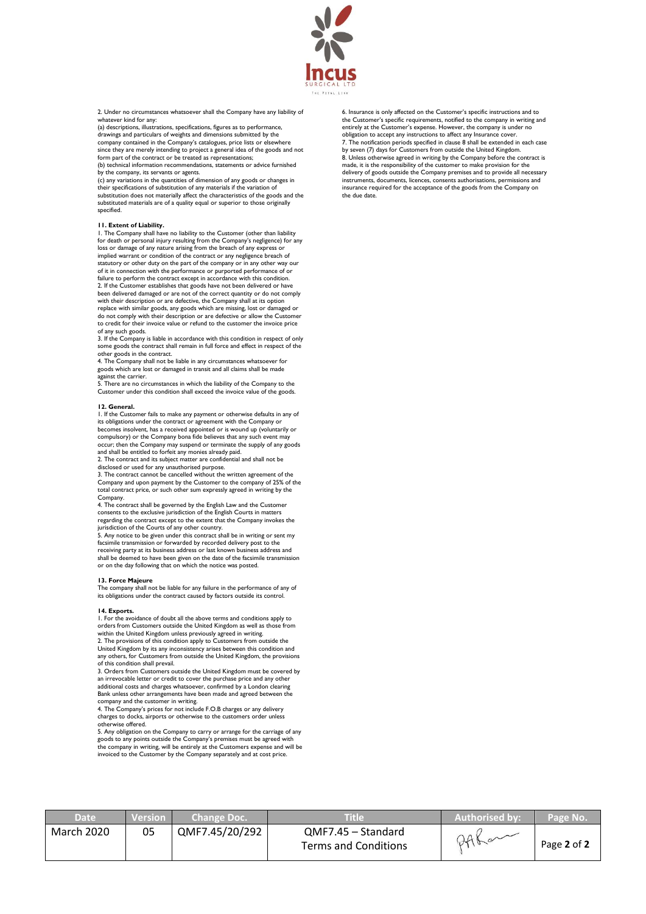2. Under no circumstances whatsoever shall the Company have any liability of whatever kind for any:

(a) descriptions, illustrations, specifications, figures as to performance, drawings and particulars of weights and dimensions submitted by the company contained in the Company's catalogues, price lists or elsewhere since they are merely intending to project a general idea of the goods and not form part of the contract or be treated as representations;

(b) technical information recommendations, statements or advice furnished by the company, its servants or agents.

(c) any variations in the quantities of dimension of any goods or changes in their specifications of substitution of any materials if the variation of substitution does not materially affect the characteristics of the goods and the substituted materials are of a quality equal or superior to those originally specified.

**11. Extent of Liability.**

1. The Company shall have no liability to the Customer (other than liability for death or personal injury resulting from the Company's negligence) for any loss or damage of any nature arising from the breach of any express or implied warrant or condition of the contract or any negligence breach of statutory or other duty on the part of the company or in any other way our of it in connection with the performance or purported performance of or failure to perform the contract except in accordance with this condition.
2. If the Customer establishes that goods have not been delivered or have been delivered damaged or are not of the correct quantity or do not comply with their description or are defective, the Company shall at its option replace with similar goods, any goods which are missing, lost or damaged or do not comply with their description or are defective or allow the Customer to credit for their invoice value or refund to the customer the invoice price of any such goods.
3. If the Company is liable in accordance with this condition in respect of only some goods the contract shall remain in full force and effect in respect of the other goods in the contract.
4. The Company shall not be liable in any circumstances whatsoever for goods which are lost or damaged in transit and all claims shall be made against the carrier.
5. There are no circumstances in which the liability of the Company to the Customer under this condition shall exceed the invoice value of the goods.

**12. General.**

1. If the Customer fails to make any payment or otherwise defaults in any of its obligations under the contract or agreement with the Company or becomes insolvent, has a received appointed or is wound up (voluntarily or compulsory) or the Company bona fide believes that any such event may occur; then the Company may suspend or terminate the supply of any goods and shall be entitled to forfeit any monies already paid.
2. The contract and its subject matter are confidential and shall not be disclosed or used for any unauthorised purpose.
3. The contract cannot be cancelled without the written agreement of the Company and upon payment by the Customer to the company of 25% of the total contract price, or such other sum expressly agreed in writing by the Company.
4. The contract shall be governed by the English Law and the Customer consents to the exclusive jurisdiction of the English Courts in matters regarding the contract except to the extent that the Company invokes the jurisdiction of the Courts of any other country.
5. Any notice to be given under this contract shall be in writing or sent my facsimile transmission or forwarded by recorded delivery post to the receiving party at its business address or last known business address and shall be deemed to have been given on the date of the facsimile transmission or on the day following that on which the notice was posted.

**13. Force Majeure**

The company shall not be liable for any failure in the performance of any of its obligations under the contract caused by factors outside its control.

**14. Exports.**

1. For the avoidance of doubt all the above terms and conditions apply to orders from Customers outside the United Kingdom as well as those from within the United Kingdom unless previously agreed in writing.
2. The provisions of this condition apply to Customers from outside the United Kingdom by its any inconsistency arises between this condition and any others, for Customers from outside the United Kingdom, the provisions of this condition shall prevail.
3. Orders from Customers outside the United Kingdom must be covered by an irrevocable letter or credit to cover the purchase price and any other additional costs and charges whatsoever, confirmed by a London clearing Bank unless other arrangements have been made and agreed between the company and the customer in writing.
4. The Company's prices for not include F.O.B charges or any delivery charges to docks, airports or otherwise to the customers order unless otherwise offered.
5. Any obligation on the Company to carry or arrange for the carriage of any goods to any points outside the Company's premises must be agreed with the company in writing, will be entirely at the Customers expense and will be invoiced to the Customer by the Company separately and at cost price.
6. Insurance is only affected on the Customer's specific instructions and to the Customer's specific requirements, notified to the company in writing and entirely at the Customer's expense. However, the company is under no obligation to accept any instructions to affect any Insurance cover.
7. The notification periods specified in clause 8 shall be extended in each case by seven (7) days for Customers from outside the United Kingdom.
8. Unless otherwise agreed in writing by the Company before the contract is made, it is the responsibility of the customer to make provision for the delivery of goods outside the Company premises and to provide all necessary instruments, documents, licences, consents authorisations, permissions and insurance required for the acceptance of the goods from the Company on the due date.

| Date | Version | Change Doc. | Title | Authorised by: | Page No. |
|---|---|---|---|---|---|
| March 2020 | 05 | QMF7.45/20/292 | QMF7.45 – Standard Terms and Conditions | [signature] | Page **2** of **2** |